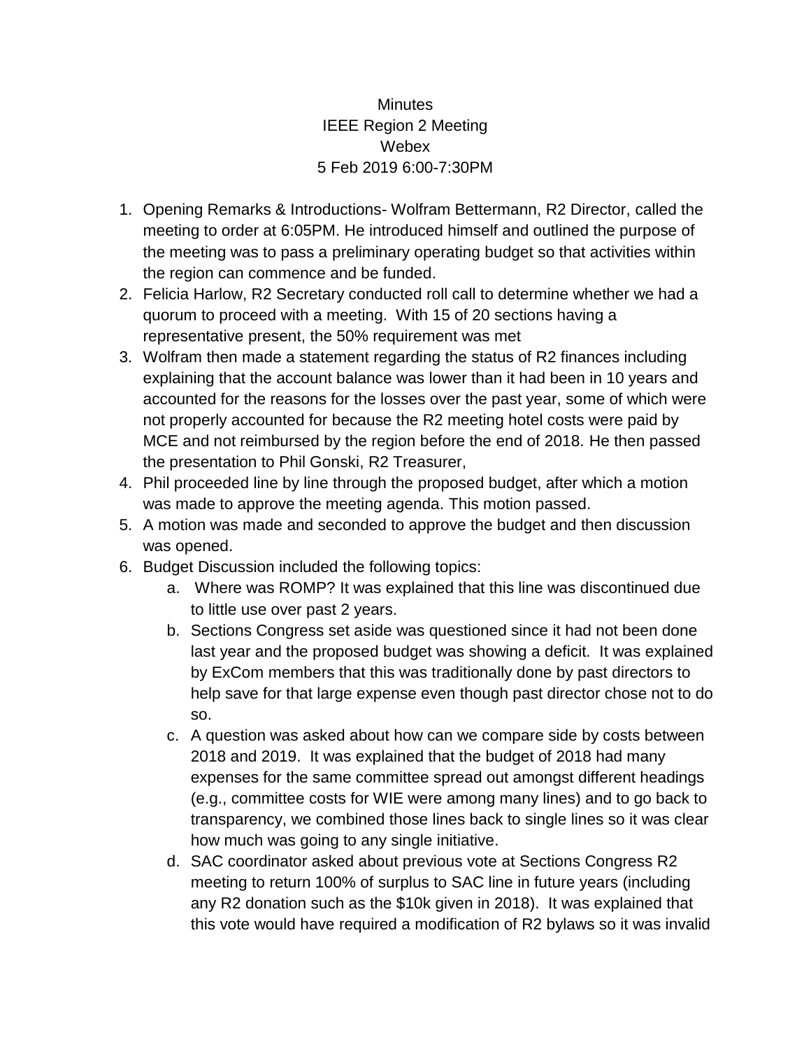Minutes
IEEE Region 2 Meeting
Webex
5 Feb 2019 6:00-7:30PM

1. Opening Remarks & Introductions- Wolfram Bettermann, R2 Director, called the meeting to order at 6:05PM. He introduced himself and outlined the purpose of the meeting was to pass a preliminary operating budget so that activities within the region can commence and be funded.
2. Felicia Harlow, R2 Secretary conducted roll call to determine whether we had a quorum to proceed with a meeting. With 15 of 20 sections having a representative present, the 50% requirement was met
3. Wolfram then made a statement regarding the status of R2 finances including explaining that the account balance was lower than it had been in 10 years and accounted for the reasons for the losses over the past year, some of which were not properly accounted for because the R2 meeting hotel costs were paid by MCE and not reimbursed by the region before the end of 2018. He then passed the presentation to Phil Gonski, R2 Treasurer,
4. Phil proceeded line by line through the proposed budget, after which a motion was made to approve the meeting agenda. This motion passed.
5. A motion was made and seconded to approve the budget and then discussion was opened.
6. Budget Discussion included the following topics:
   a. Where was ROMP? It was explained that this line was discontinued due to little use over past 2 years.
   b. Sections Congress set aside was questioned since it had not been done last year and the proposed budget was showing a deficit. It was explained by ExCom members that this was traditionally done by past directors to help save for that large expense even though past director chose not to do so.
   c. A question was asked about how can we compare side by costs between 2018 and 2019. It was explained that the budget of 2018 had many expenses for the same committee spread out amongst different headings (e.g., committee costs for WIE were among many lines) and to go back to transparency, we combined those lines back to single lines so it was clear how much was going to any single initiative.
   d. SAC coordinator asked about previous vote at Sections Congress R2 meeting to return 100% of surplus to SAC line in future years (including any R2 donation such as the $10k given in 2018). It was explained that this vote would have required a modification of R2 bylaws so it was invalid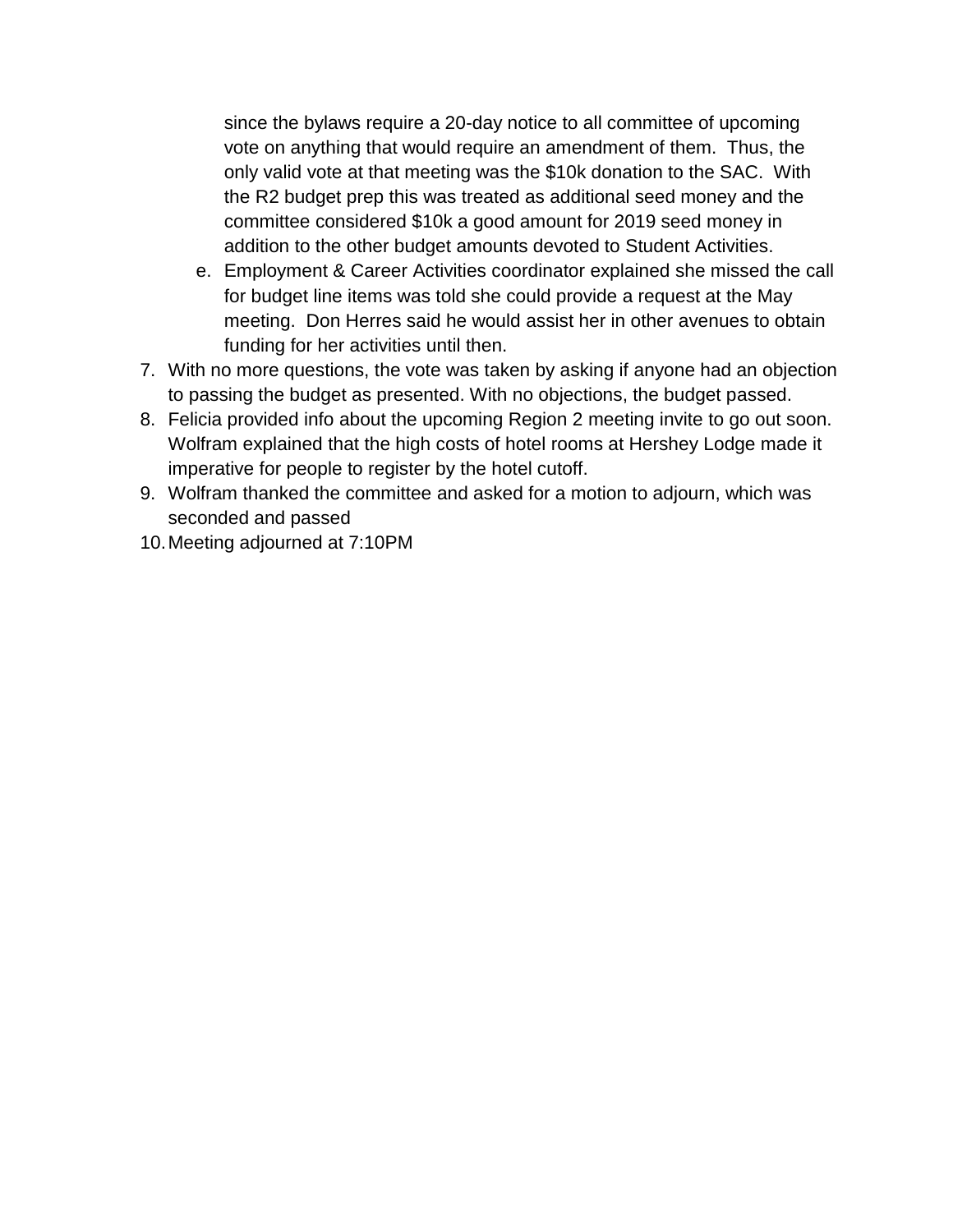since the bylaws require a 20-day notice to all committee of upcoming vote on anything that would require an amendment of them. Thus, the only valid vote at that meeting was the $10k donation to the SAC. With the R2 budget prep this was treated as additional seed money and the committee considered $10k a good amount for 2019 seed money in addition to the other budget amounts devoted to Student Activities.

   e. Employment & Career Activities coordinator explained she missed the call for budget line items was told she could provide a request at the May meeting. Don Herres said he would assist her in other avenues to obtain funding for her activities until then.

7. With no more questions, the vote was taken by asking if anyone had an objection to passing the budget as presented. With no objections, the budget passed.
8. Felicia provided info about the upcoming Region 2 meeting invite to go out soon. Wolfram explained that the high costs of hotel rooms at Hershey Lodge made it imperative for people to register by the hotel cutoff.
9. Wolfram thanked the committee and asked for a motion to adjourn, which was seconded and passed
10. Meeting adjourned at 7:10PM